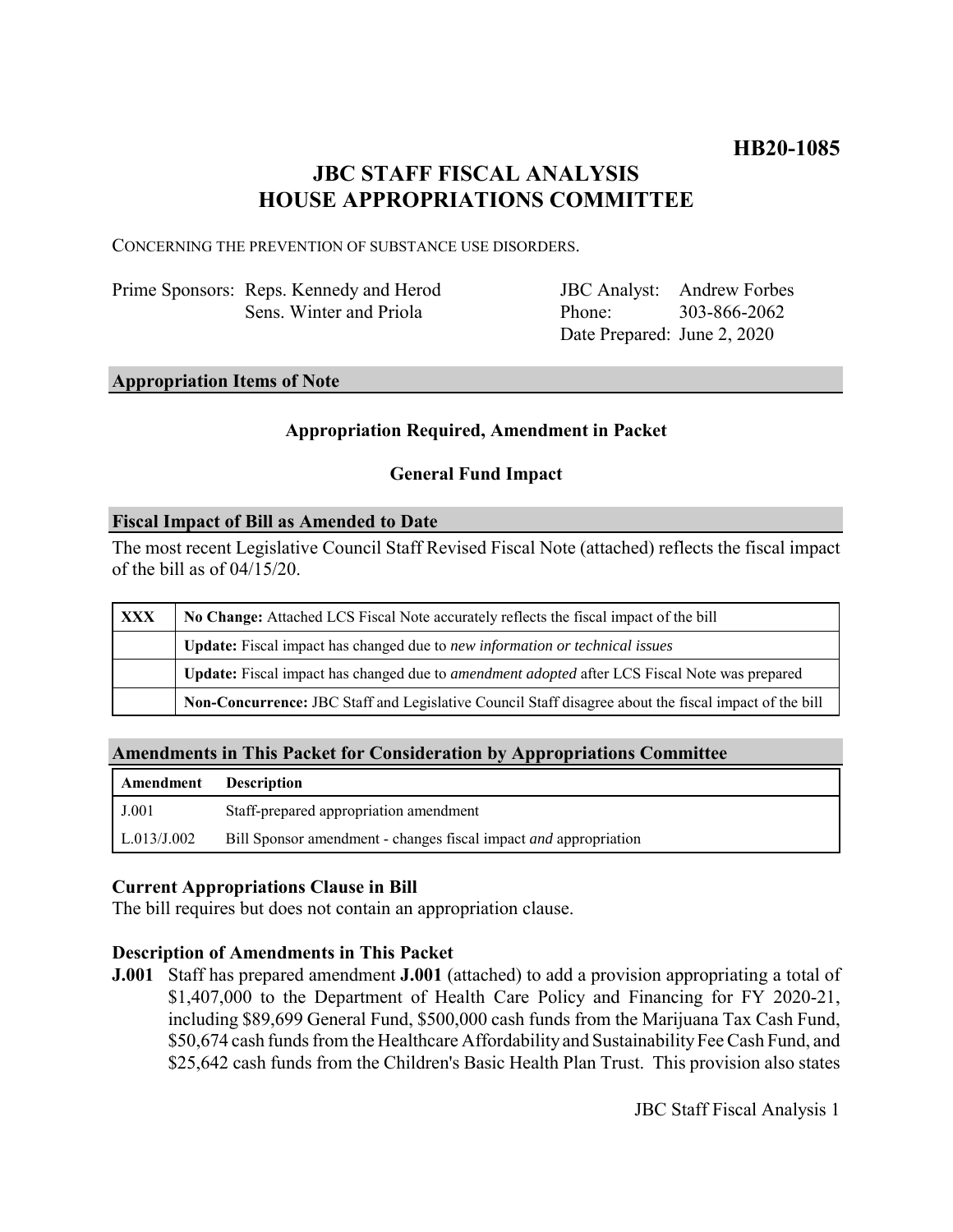**HB20-1085**

# JBC STAFF FISCAL ANALYSIS
# HOUSE APPROPRIATIONS COMMITTEE

CONCERNING THE PREVENTION OF SUBSTANCE USE DISORDERS.

Prime Sponsors: Reps. Kennedy and Herod
Sens. Winter and Priola

JBC Analyst: Andrew Forbes
Phone: 303-866-2062
Date Prepared: June 2, 2020

## Appropriation Items of Note

**Appropriation Required, Amendment in Packet**

**General Fund Impact**

## Fiscal Impact of Bill as Amended to Date

The most recent Legislative Council Staff Revised Fiscal Note (attached) reflects the fiscal impact of the bill as of 04/15/20.

| | |
|---|---|
| **XXX** | **No Change:** Attached LCS Fiscal Note accurately reflects the fiscal impact of the bill |
| | **Update:** Fiscal impact has changed due to *new information or technical issues* |
| | **Update:** Fiscal impact has changed due to *amendment adopted* after LCS Fiscal Note was prepared |
| | **Non-Concurrence:** JBC Staff and Legislative Council Staff disagree about the fiscal impact of the bill |

## Amendments in This Packet for Consideration by Appropriations Committee

| Amendment | Description |
|---|---|
| J.001 | Staff-prepared appropriation amendment |
| L.013/J.002 | Bill Sponsor amendment - changes fiscal impact *and* appropriation |

### Current Appropriations Clause in Bill

The bill requires but does not contain an appropriation clause.

### Description of Amendments in This Packet

**J.001** Staff has prepared amendment **J.001** (attached) to add a provision appropriating a total of $1,407,000 to the Department of Health Care Policy and Financing for FY 2020-21, including $89,699 General Fund, $500,000 cash funds from the Marijuana Tax Cash Fund, $50,674 cash funds from the Healthcare Affordability and Sustainability Fee Cash Fund, and $25,642 cash funds from the Children's Basic Health Plan Trust. This provision also states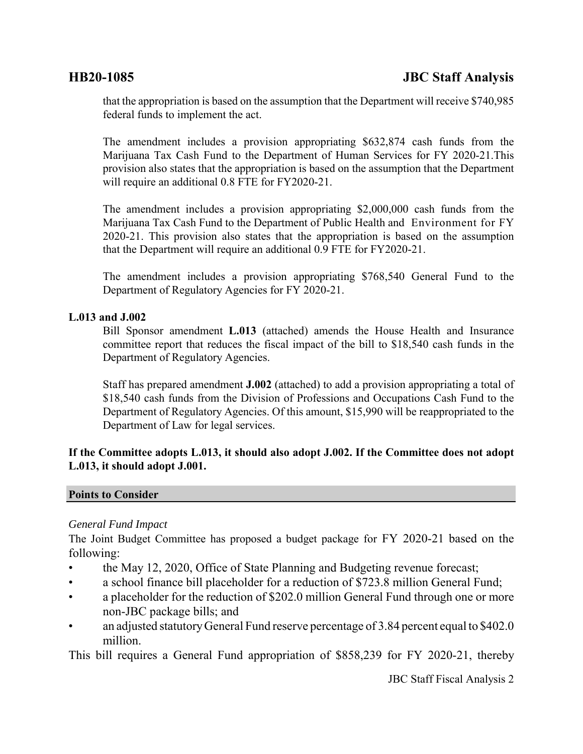that the appropriation is based on the assumption that the Department will receive $740,985 federal funds to implement the act.

The amendment includes a provision appropriating $632,874 cash funds from the Marijuana Tax Cash Fund to the Department of Human Services for FY 2020-21.This provision also states that the appropriation is based on the assumption that the Department will require an additional 0.8 FTE for FY2020-21.

The amendment includes a provision appropriating $2,000,000 cash funds from the Marijuana Tax Cash Fund to the Department of Public Health and Environment for FY 2020-21. This provision also states that the appropriation is based on the assumption that the Department will require an additional 0.9 FTE for FY2020-21.

The amendment includes a provision appropriating $768,540 General Fund to the Department of Regulatory Agencies for FY 2020-21.

**L.013 and J.002**

Bill Sponsor amendment **L.013** (attached) amends the House Health and Insurance committee report that reduces the fiscal impact of the bill to $18,540 cash funds in the Department of Regulatory Agencies.

Staff has prepared amendment **J.002** (attached) to add a provision appropriating a total of $18,540 cash funds from the Division of Professions and Occupations Cash Fund to the Department of Regulatory Agencies. Of this amount, $15,990 will be reappropriated to the Department of Law for legal services.

**If the Committee adopts L.013, it should also adopt J.002. If the Committee does not adopt L.013, it should adopt J.001.**

## Points to Consider

*General Fund Impact*

The Joint Budget Committee has proposed a budget package for FY 2020-21 based on the following:

- the May 12, 2020, Office of State Planning and Budgeting revenue forecast;
- a school finance bill placeholder for a reduction of $723.8 million General Fund;
- a placeholder for the reduction of $202.0 million General Fund through one or more non-JBC package bills; and
- an adjusted statutory General Fund reserve percentage of 3.84 percent equal to $402.0 million.

This bill requires a General Fund appropriation of $858,239 for FY 2020-21, thereby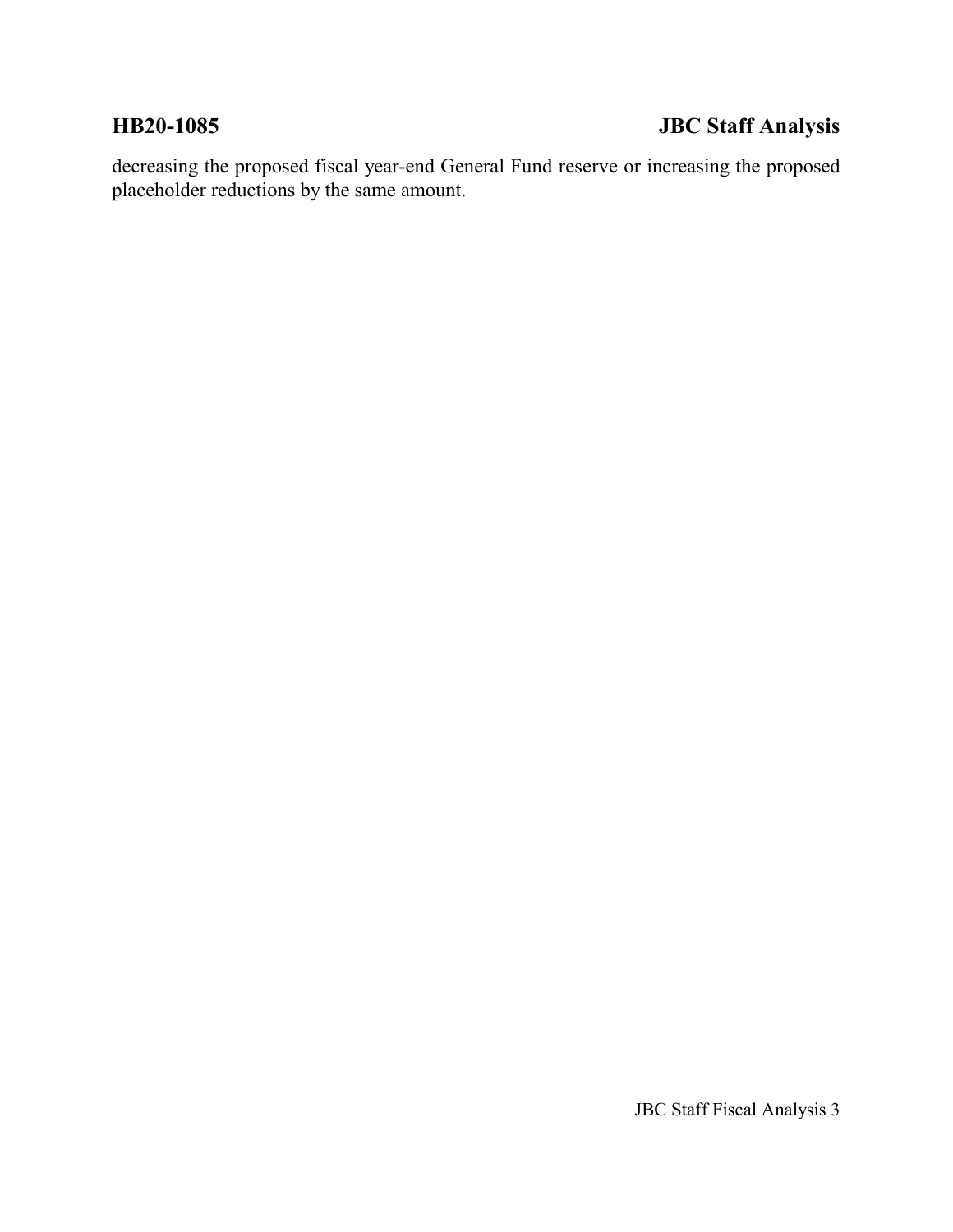decreasing the proposed fiscal year-end General Fund reserve or increasing the proposed placeholder reductions by the same amount.